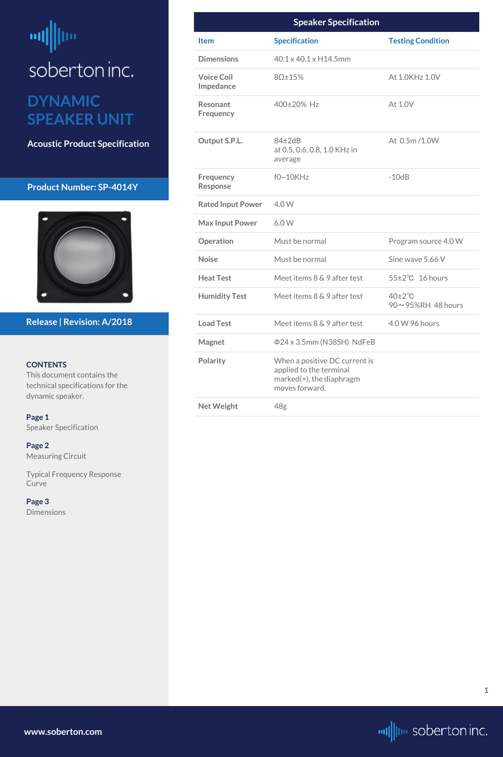soberton inc.

# DYNAMIC SPEAKER UNIT

**Acoustic Product Specification**

**Product Number: SP-4014Y**

**Release | Revision: A/2018**

**CONTENTS**
This document contains the technical specifications for the dynamic speaker.

**Page 1**
Speaker Specification

**Page 2**
Measuring Circuit

Typical Frequency Response Curve

**Page 3**
Dimensions

## Speaker Specification

| Item | Specification | Testing Condition |
|---|---|---|
| Dimensions | 40.1 x 40.1 x H14.5mm | |
| Voice Coil Impedance | 8Ω±15% | At 1.0KHz 1.0V |
| Resonant Frequency | 400±20% Hz | At 1.0V |
| Output S.P.L. | 84±2dB at 0.5, 0.6, 0.8, 1.0 KHz in average | At 0.5m /1.0W |
| Frequency Response | f0~10KHz | -10dB |
| Rated Input Power | 4.0 W | |
| Max Input Power | 6.0 W | |
| Operation | Must be normal | Program source 4.0 W |
| Noise | Must be normal | Sine wave 5.66 V |
| Heat Test | Meet items 8 & 9 after test | 55±2℃ 16 hours |
| Humidity Test | Meet items 8 & 9 after test | 40±2℃ 90～95%RH 48 hours |
| Load Test | Meet items 8 & 9 after test | 4.0 W 96 hours |
| Magnet | Φ24 x 3.5mm (N38SH) NdFeB | |
| Polarity | When a positive DC current is applied to the terminal marked(+), the diaphragm moves forward. | |
| Net Weight | 48g | |

www.soberton.com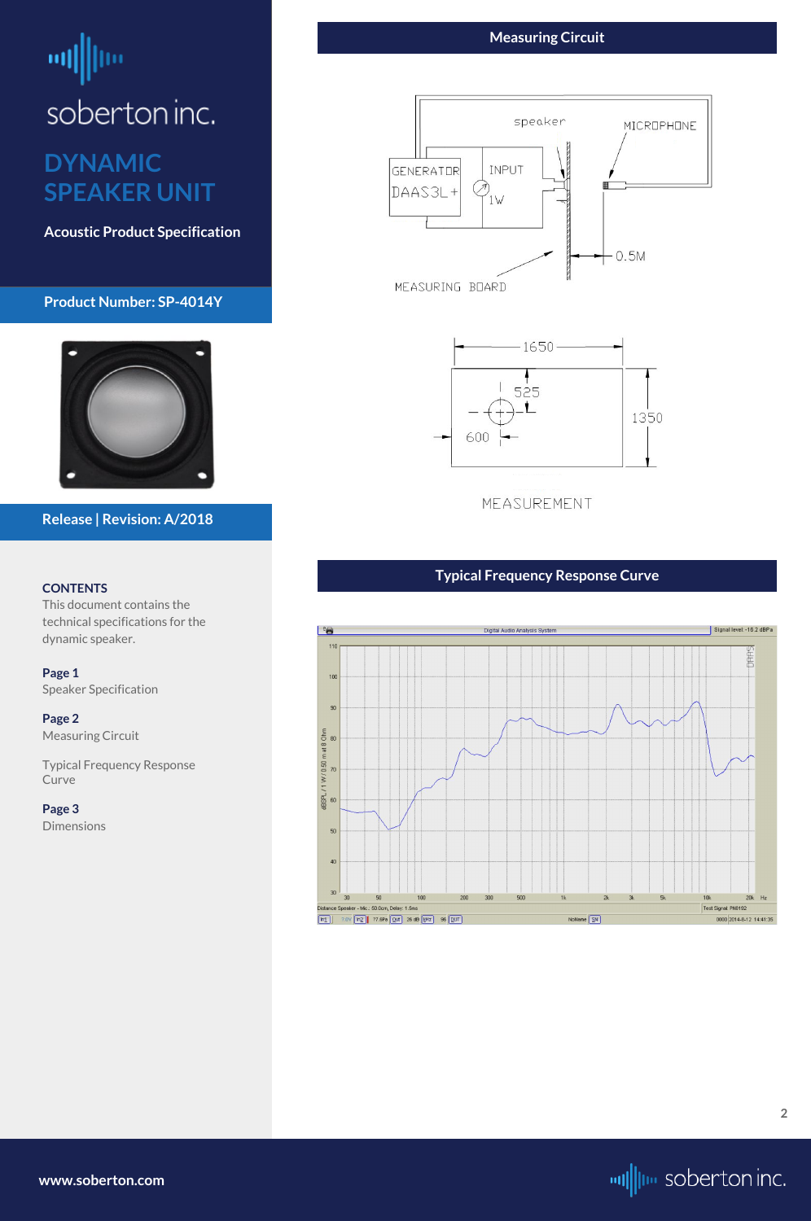# DYNAMIC SPEAKER UNIT

**Acoustic Product Specification**

**Product Number: SP-4014Y**

**Release | Revision: A/2018**

**CONTENTS**

This document contains the technical specifications for the dynamic speaker.

**Page 1**
Speaker Specification

**Page 2**
Measuring Circuit

Typical Frequency Response Curve

**Page 3**
Dimensions

## Measuring Circuit

speaker

MICROPHONE

GENERATOR DAAS3L+

INPUT 1W

0.5M

MEASURING BOARD

1650

525

600

1350

MEASUREMENT

## Typical Frequency Response Curve

Digital Audio Analysis System

Signal level: -16.2 dBPa

dBSPL / 1 W / 0.50 m at 8 Ohm

Distance Speaker - Mic.: 50.0cm, Delay: 1.5ms

Test Signal: PN8192

0000 2014-8-12 14:41:35

www.soberton.com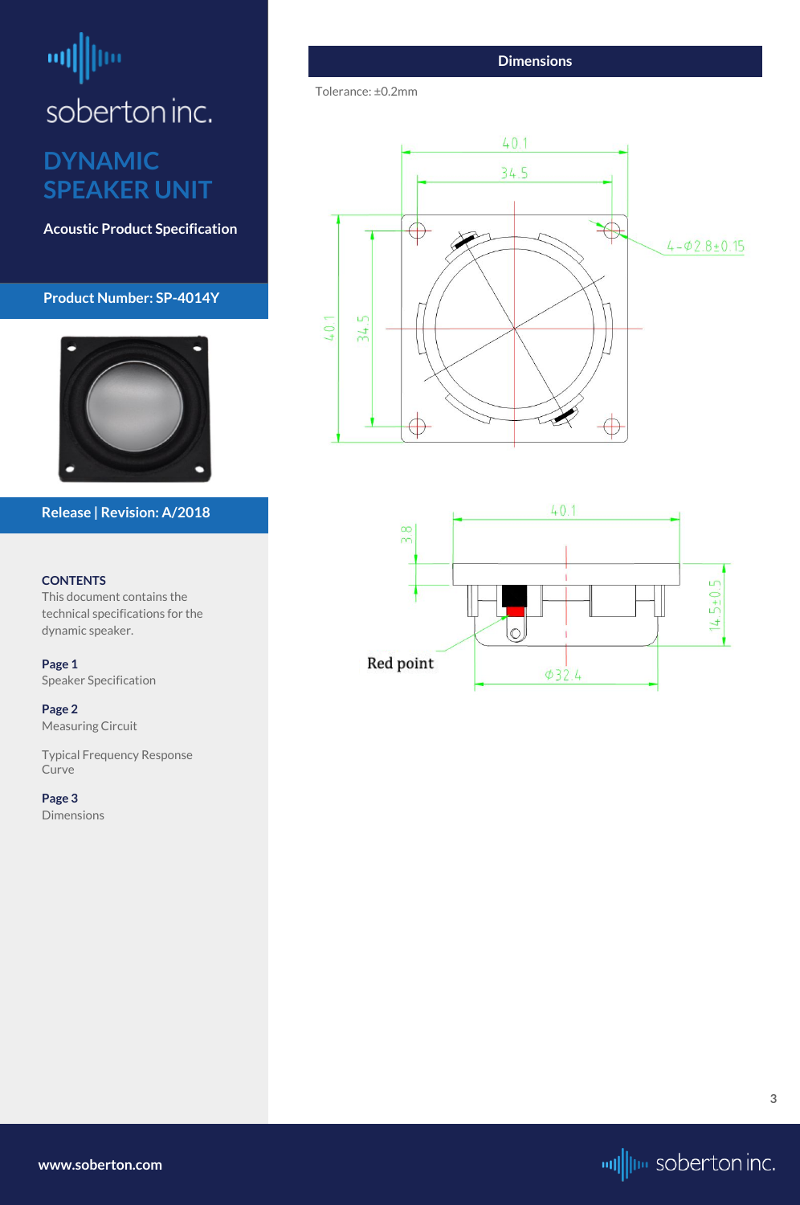soberton inc.

# DYNAMIC SPEAKER UNIT

**Acoustic Product Specification**

**Product Number: SP-4014Y**

**Release | Revision: A/2018**

**CONTENTS**

This document contains the technical specifications for the dynamic speaker.

**Page 1**
Speaker Specification

**Page 2**
Measuring Circuit

Typical Frequency Response Curve

**Page 3**
Dimensions

## Dimensions

Tolerance: ±0.2mm

40.1
34.5
4-Φ2.8±0.15
40.1
34.5

40.1
3.8
14.5±0.5
Red point
Φ32.4

www.soberton.com